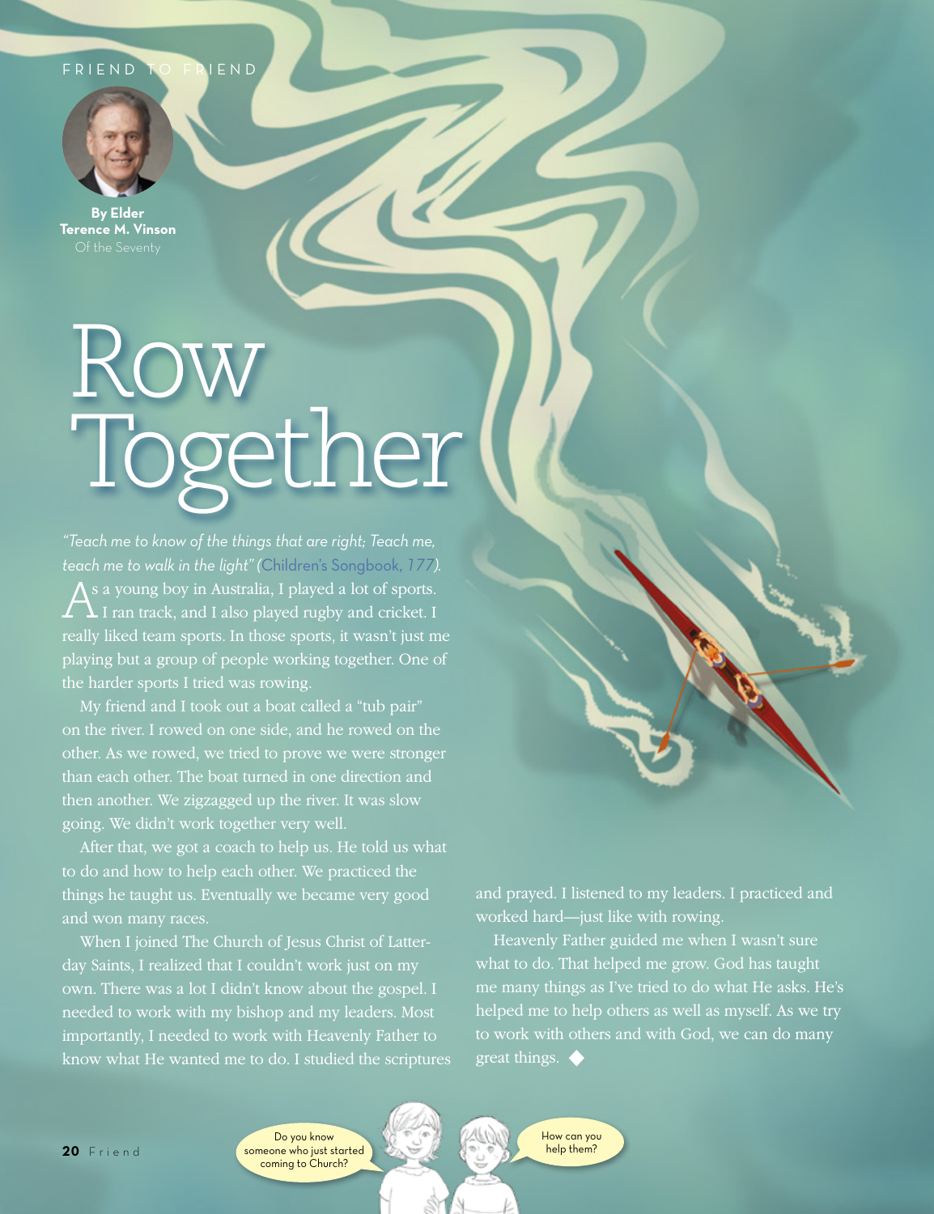FRIEND TO FRIEND

**By Elder Terence M. Vinson**
Of the Seventy

# Row Together

*"Teach me to know of the things that are right; Teach me, teach me to walk in the light" (Children's Songbook, 177).*

As a young boy in Australia, I played a lot of sports. I ran track, and I also played rugby and cricket. I really liked team sports. In those sports, it wasn't just me playing but a group of people working together. One of the harder sports I tried was rowing.

My friend and I took out a boat called a "tub pair" on the river. I rowed on one side, and he rowed on the other. As we rowed, we tried to prove we were stronger than each other. The boat turned in one direction and then another. We zigzagged up the river. It was slow going. We didn't work together very well.

After that, we got a coach to help us. He told us what to do and how to help each other. We practiced the things he taught us. Eventually we became very good and won many races.

When I joined The Church of Jesus Christ of Latter-day Saints, I realized that I couldn't work just on my own. There was a lot I didn't know about the gospel. I needed to work with my bishop and my leaders. Most importantly, I needed to work with Heavenly Father to know what He wanted me to do. I studied the scriptures and prayed. I listened to my leaders. I practiced and worked hard—just like with rowing.

Heavenly Father guided me when I wasn't sure what to do. That helped me grow. God has taught me many things as I've tried to do what He asks. He's helped me to help others as well as myself. As we try to work with others and with God, we can do many great things. ◆

Do you know someone who just started coming to Church?

How can you help them?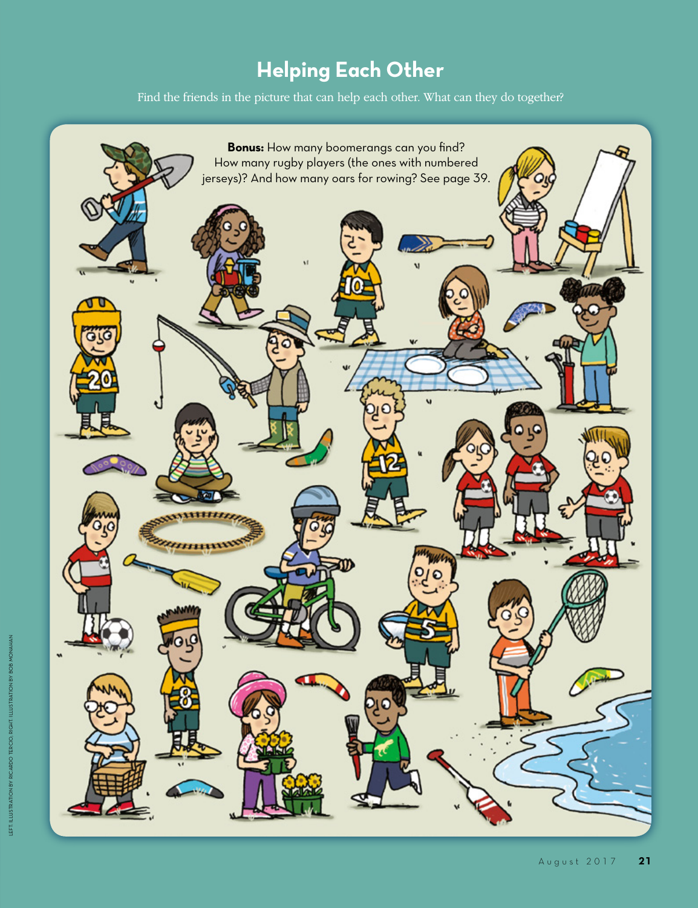## Helping Each Other

Find the friends in the picture that can help each other. What can they do together?

**Bonus:** How many boomerangs can you find? How many rugby players (the ones with numbered jerseys)? And how many oars for rowing? See page 39.

LEFT: ILLUSTRATION BY RICARDO TERCIO; RIGHT: ILLUSTRATION BY BOB MONAHAN